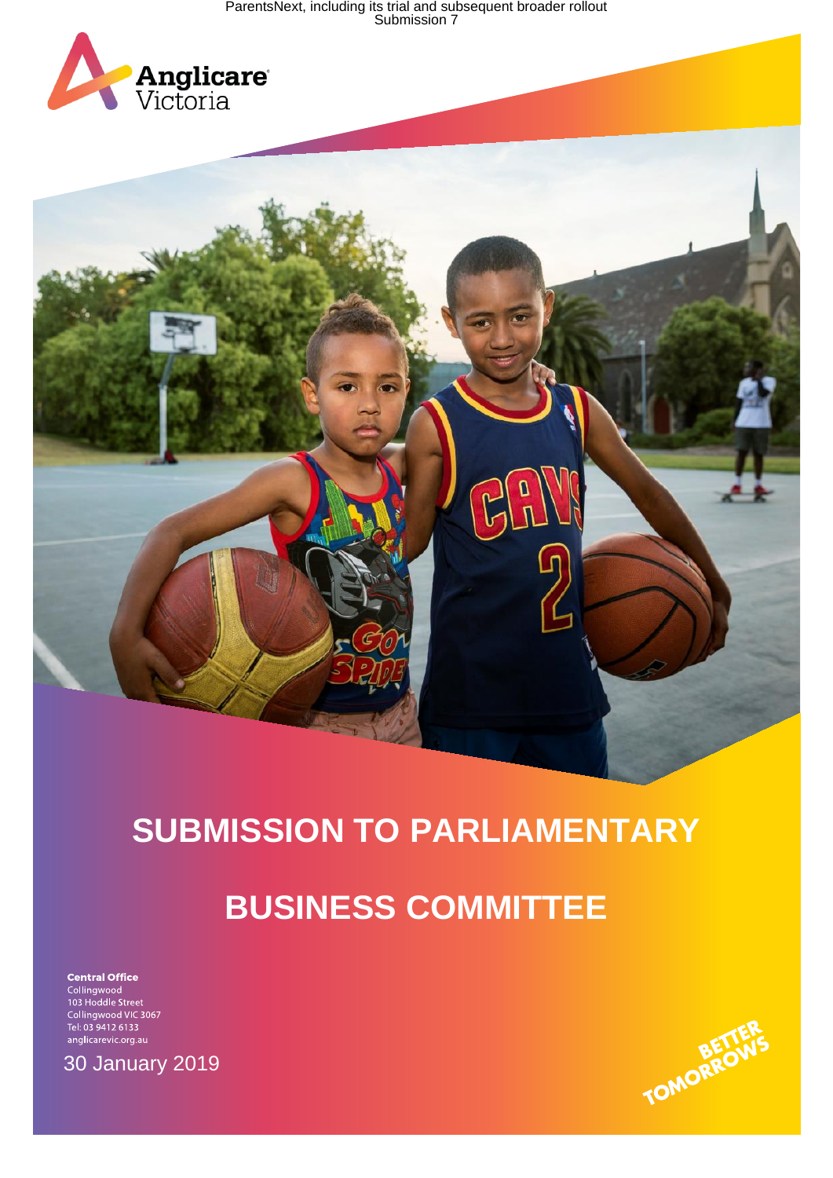ParentsNext, including its trial and subsequent broader rollout
Submission 7

Anglicare Victoria

# SUBMISSION TO PARLIAMENTARY BUSINESS COMMITTEE

**Central Office**
Collingwood
103 Hoddle Street
Collingwood VIC 3067
Tel: 03 9412 6133
anglicarevic.org.au

30 January 2019

BETTER TOMORROWS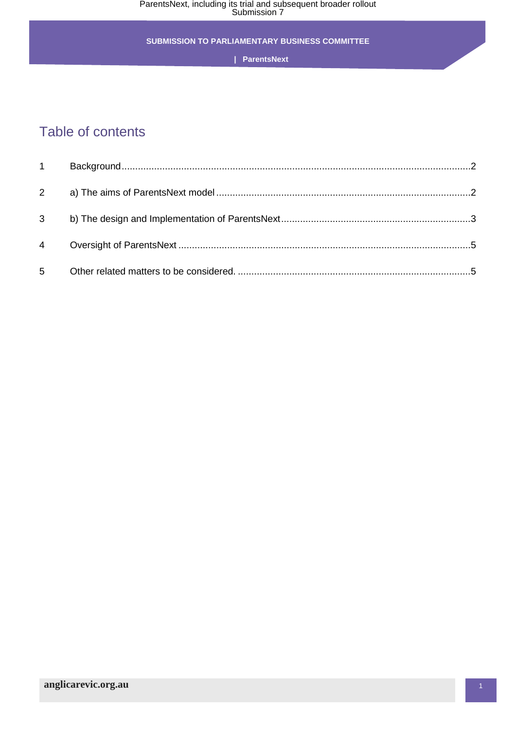# Table of contents

| | | |
|---|---|---|
| 1 | Background | 2 |
| 2 | a) The aims of ParentsNext model | 2 |
| 3 | b) The design and Implementation of ParentsNext | 3 |
| 4 | Oversight of ParentsNext | 5 |
| 5 | Other related matters to be considered. | 5 |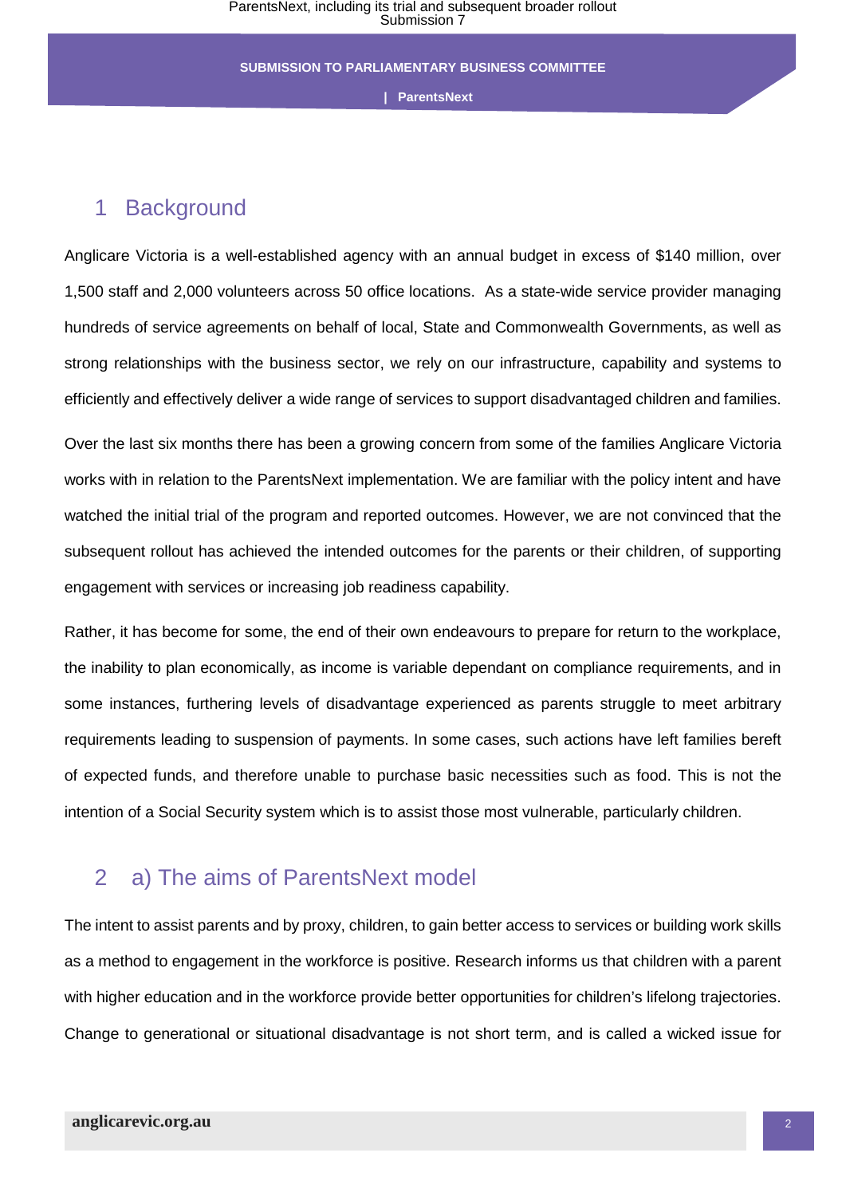## 1 Background

Anglicare Victoria is a well-established agency with an annual budget in excess of $140 million, over 1,500 staff and 2,000 volunteers across 50 office locations. As a state-wide service provider managing hundreds of service agreements on behalf of local, State and Commonwealth Governments, as well as strong relationships with the business sector, we rely on our infrastructure, capability and systems to efficiently and effectively deliver a wide range of services to support disadvantaged children and families.

Over the last six months there has been a growing concern from some of the families Anglicare Victoria works with in relation to the ParentsNext implementation. We are familiar with the policy intent and have watched the initial trial of the program and reported outcomes. However, we are not convinced that the subsequent rollout has achieved the intended outcomes for the parents or their children, of supporting engagement with services or increasing job readiness capability.

Rather, it has become for some, the end of their own endeavours to prepare for return to the workplace, the inability to plan economically, as income is variable dependant on compliance requirements, and in some instances, furthering levels of disadvantage experienced as parents struggle to meet arbitrary requirements leading to suspension of payments. In some cases, such actions have left families bereft of expected funds, and therefore unable to purchase basic necessities such as food. This is not the intention of a Social Security system which is to assist those most vulnerable, particularly children.

## 2 a) The aims of ParentsNext model

The intent to assist parents and by proxy, children, to gain better access to services or building work skills as a method to engagement in the workforce is positive. Research informs us that children with a parent with higher education and in the workforce provide better opportunities for children's lifelong trajectories. Change to generational or situational disadvantage is not short term, and is called a wicked issue for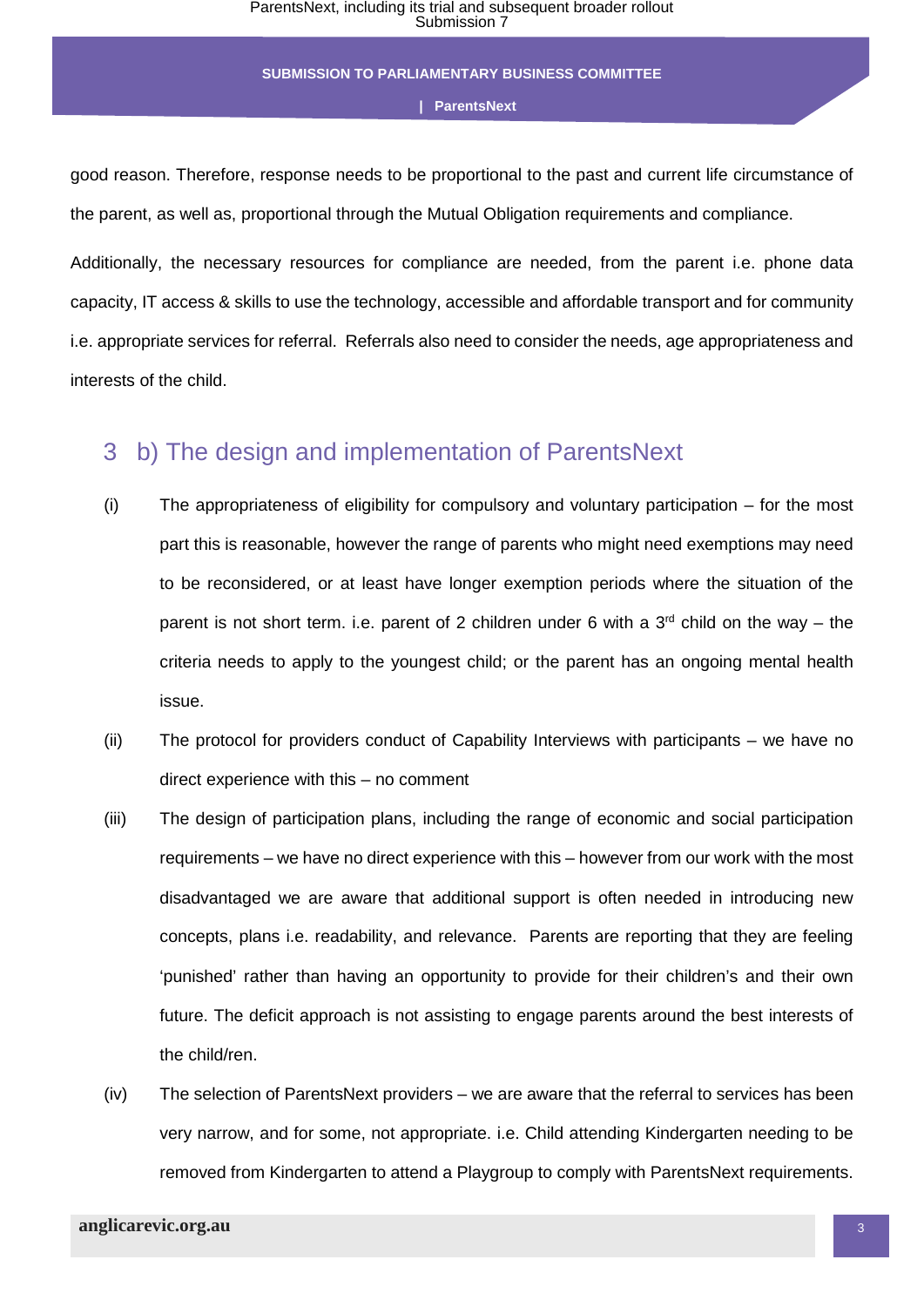good reason. Therefore, response needs to be proportional to the past and current life circumstance of the parent, as well as, proportional through the Mutual Obligation requirements and compliance.

Additionally, the necessary resources for compliance are needed, from the parent i.e. phone data capacity, IT access & skills to use the technology, accessible and affordable transport and for community i.e. appropriate services for referral. Referrals also need to consider the needs, age appropriateness and interests of the child.

## 3 b) The design and implementation of ParentsNext

(i) The appropriateness of eligibility for compulsory and voluntary participation – for the most part this is reasonable, however the range of parents who might need exemptions may need to be reconsidered, or at least have longer exemption periods where the situation of the parent is not short term. i.e. parent of 2 children under 6 with a 3rd child on the way – the criteria needs to apply to the youngest child; or the parent has an ongoing mental health issue.

(ii) The protocol for providers conduct of Capability Interviews with participants – we have no direct experience with this – no comment

(iii) The design of participation plans, including the range of economic and social participation requirements – we have no direct experience with this – however from our work with the most disadvantaged we are aware that additional support is often needed in introducing new concepts, plans i.e. readability, and relevance. Parents are reporting that they are feeling 'punished' rather than having an opportunity to provide for their children's and their own future. The deficit approach is not assisting to engage parents around the best interests of the child/ren.

(iv) The selection of ParentsNext providers – we are aware that the referral to services has been very narrow, and for some, not appropriate. i.e. Child attending Kindergarten needing to be removed from Kindergarten to attend a Playgroup to comply with ParentsNext requirements.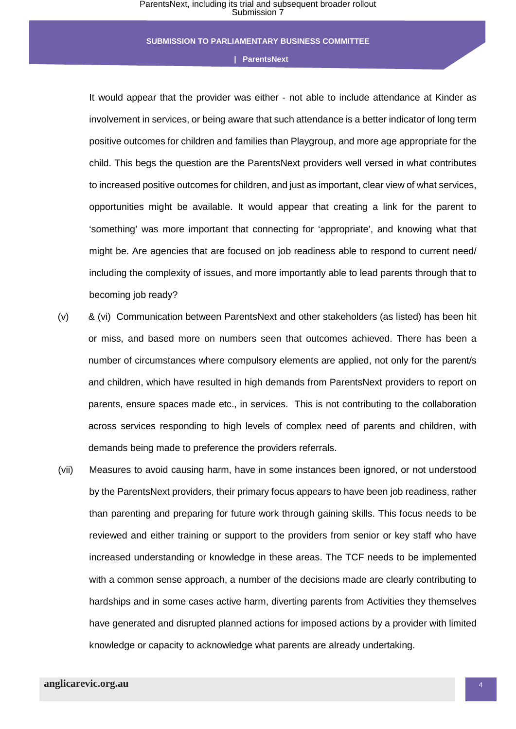It would appear that the provider was either - not able to include attendance at Kinder as involvement in services, or being aware that such attendance is a better indicator of long term positive outcomes for children and families than Playgroup, and more age appropriate for the child. This begs the question are the ParentsNext providers well versed in what contributes to increased positive outcomes for children, and just as important, clear view of what services, opportunities might be available. It would appear that creating a link for the parent to 'something' was more important that connecting for 'appropriate', and knowing what that might be. Are agencies that are focused on job readiness able to respond to current need/ including the complexity of issues, and more importantly able to lead parents through that to becoming job ready?

(v) & (vi) Communication between ParentsNext and other stakeholders (as listed) has been hit or miss, and based more on numbers seen that outcomes achieved. There has been a number of circumstances where compulsory elements are applied, not only for the parent/s and children, which have resulted in high demands from ParentsNext providers to report on parents, ensure spaces made etc., in services. This is not contributing to the collaboration across services responding to high levels of complex need of parents and children, with demands being made to preference the providers referrals.

(vii) Measures to avoid causing harm, have in some instances been ignored, or not understood by the ParentsNext providers, their primary focus appears to have been job readiness, rather than parenting and preparing for future work through gaining skills. This focus needs to be reviewed and either training or support to the providers from senior or key staff who have increased understanding or knowledge in these areas. The TCF needs to be implemented with a common sense approach, a number of the decisions made are clearly contributing to hardships and in some cases active harm, diverting parents from Activities they themselves have generated and disrupted planned actions for imposed actions by a provider with limited knowledge or capacity to acknowledge what parents are already undertaking.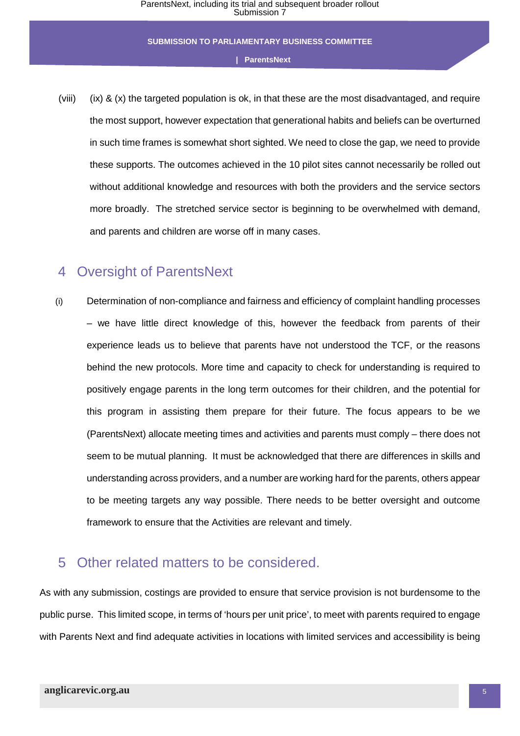(viii) (ix) & (x) the targeted population is ok, in that these are the most disadvantaged, and require the most support, however expectation that generational habits and beliefs can be overturned in such time frames is somewhat short sighted. We need to close the gap, we need to provide these supports. The outcomes achieved in the 10 pilot sites cannot necessarily be rolled out without additional knowledge and resources with both the providers and the service sectors more broadly. The stretched service sector is beginning to be overwhelmed with demand, and parents and children are worse off in many cases.

## 4 Oversight of ParentsNext

(i) Determination of non-compliance and fairness and efficiency of complaint handling processes – we have little direct knowledge of this, however the feedback from parents of their experience leads us to believe that parents have not understood the TCF, or the reasons behind the new protocols. More time and capacity to check for understanding is required to positively engage parents in the long term outcomes for their children, and the potential for this program in assisting them prepare for their future. The focus appears to be we (ParentsNext) allocate meeting times and activities and parents must comply – there does not seem to be mutual planning. It must be acknowledged that there are differences in skills and understanding across providers, and a number are working hard for the parents, others appear to be meeting targets any way possible. There needs to be better oversight and outcome framework to ensure that the Activities are relevant and timely.

## 5 Other related matters to be considered.

As with any submission, costings are provided to ensure that service provision is not burdensome to the public purse. This limited scope, in terms of 'hours per unit price', to meet with parents required to engage with Parents Next and find adequate activities in locations with limited services and accessibility is being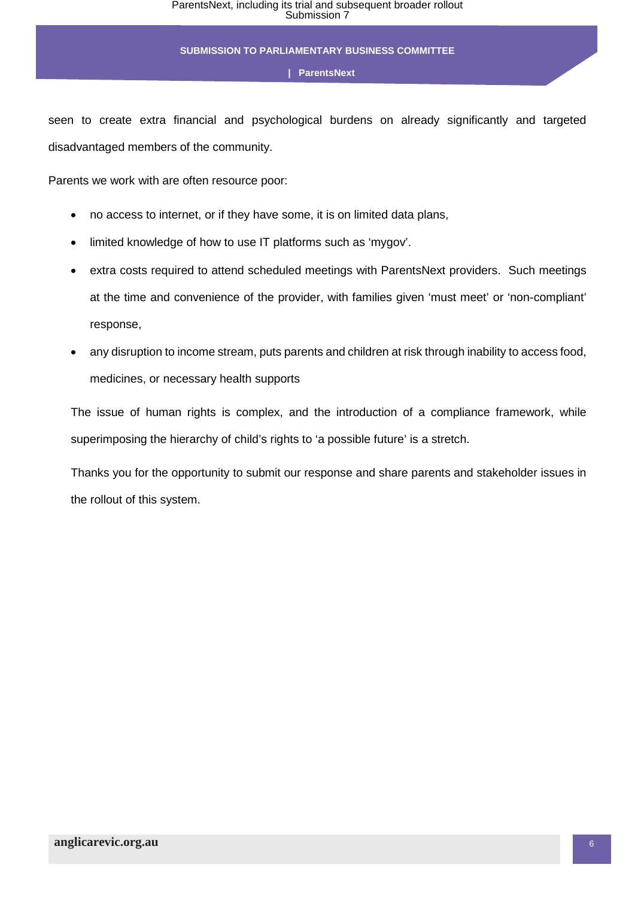seen to create extra financial and psychological burdens on already significantly and targeted disadvantaged members of the community.

Parents we work with are often resource poor:

- no access to internet, or if they have some, it is on limited data plans,
- limited knowledge of how to use IT platforms such as 'mygov'.
- extra costs required to attend scheduled meetings with ParentsNext providers. Such meetings at the time and convenience of the provider, with families given 'must meet' or 'non-compliant' response,
- any disruption to income stream, puts parents and children at risk through inability to access food, medicines, or necessary health supports

The issue of human rights is complex, and the introduction of a compliance framework, while superimposing the hierarchy of child's rights to 'a possible future' is a stretch.

Thanks you for the opportunity to submit our response and share parents and stakeholder issues in the rollout of this system.